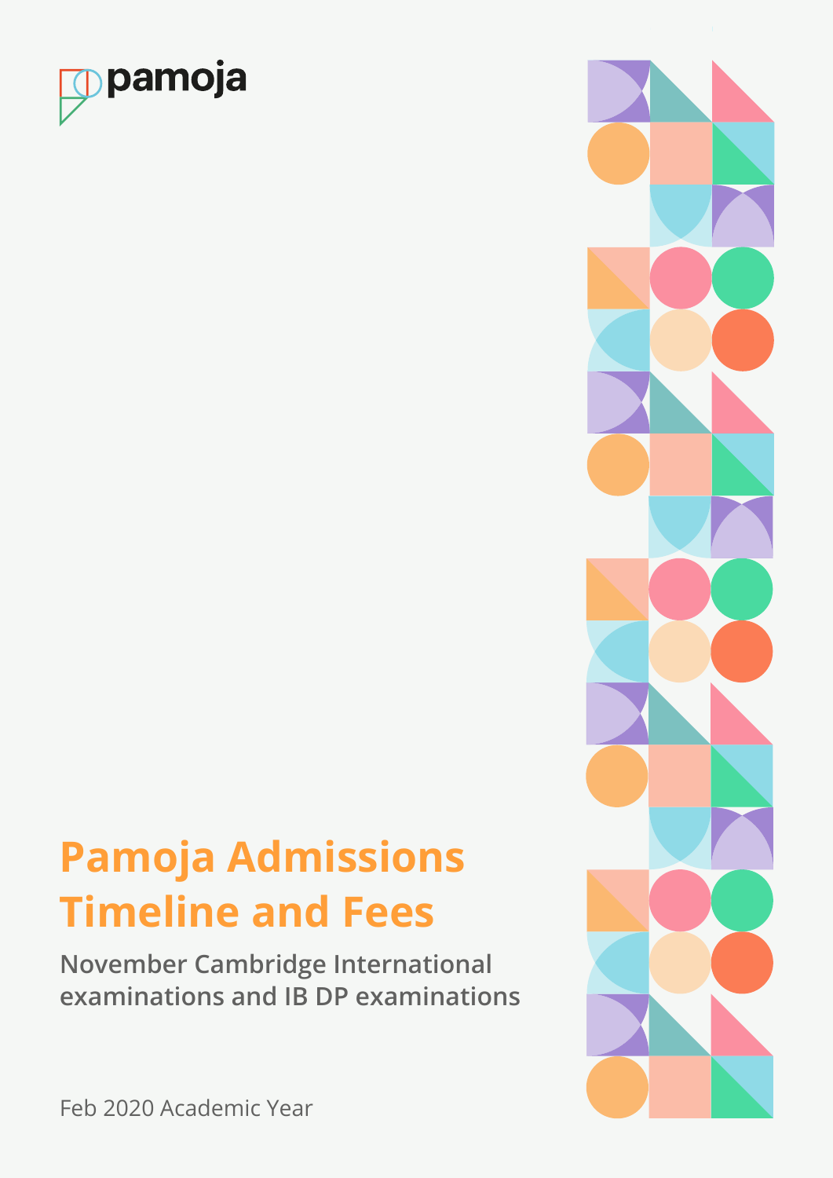pamoja

# Pamoja Admissions Timeline and Fees

## November Cambridge International examinations and IB DP examinations

Feb 2020 Academic Year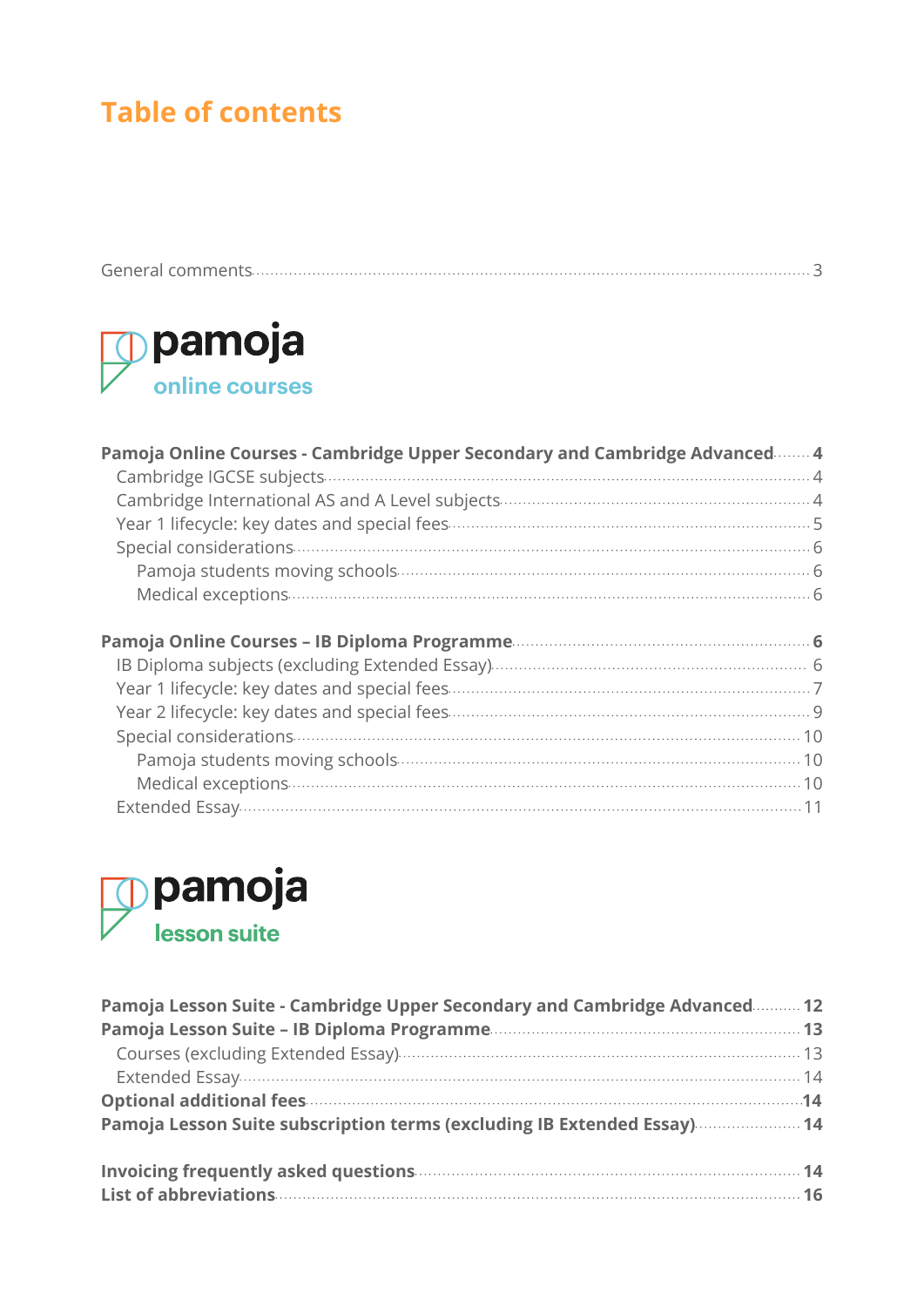# Table of contents

General comments ..... 3

pamoja
online courses

**Pamoja Online Courses - Cambridge Upper Secondary and Cambridge Advanced ..... 4**

- Cambridge IGCSE subjects ..... 4
- Cambridge International AS and A Level subjects ..... 4
- Year 1 lifecycle: key dates and special fees ..... 5
- Special considerations ..... 6
  - Pamoja students moving schools ..... 6
  - Medical exceptions ..... 6

**Pamoja Online Courses – IB Diploma Programme ..... 6**

- IB Diploma subjects (excluding Extended Essay) ..... 6
- Year 1 lifecycle: key dates and special fees ..... 7
- Year 2 lifecycle: key dates and special fees ..... 9
- Special considerations ..... 10
  - Pamoja students moving schools ..... 10
  - Medical exceptions ..... 10
- Extended Essay ..... 11

pamoja
lesson suite

**Pamoja Lesson Suite - Cambridge Upper Secondary and Cambridge Advanced ..... 12**

**Pamoja Lesson Suite – IB Diploma Programme ..... 13**

- Courses (excluding Extended Essay) ..... 13
- Extended Essay ..... 14

**Optional additional fees ..... 14**

**Pamoja Lesson Suite subscription terms (excluding IB Extended Essay) ..... 14**

**Invoicing frequently asked questions ..... 14**

**List of abbreviations ..... 16**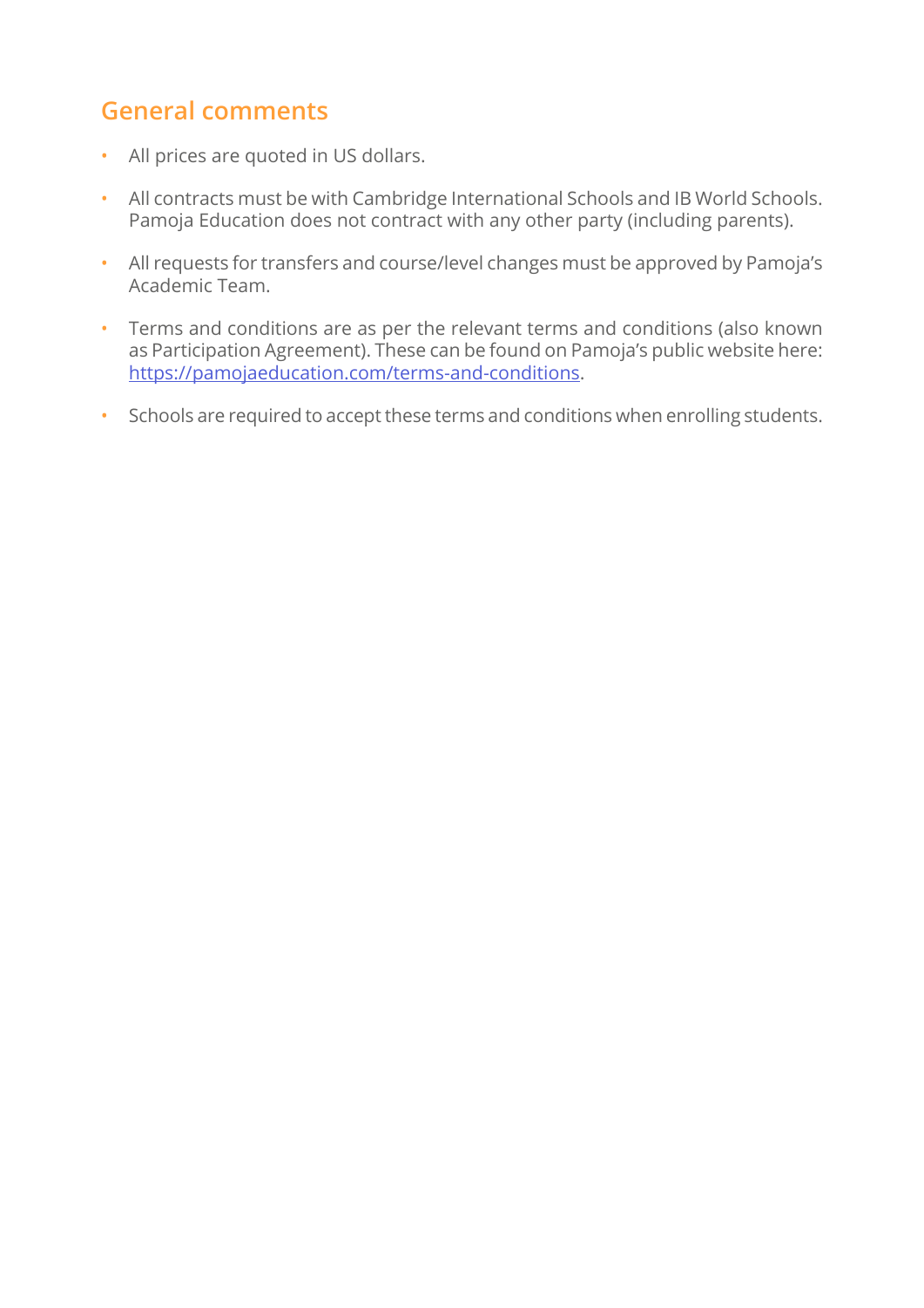## General comments

- All prices are quoted in US dollars.
- All contracts must be with Cambridge International Schools and IB World Schools. Pamoja Education does not contract with any other party (including parents).
- All requests for transfers and course/level changes must be approved by Pamoja's Academic Team.
- Terms and conditions are as per the relevant terms and conditions (also known as Participation Agreement). These can be found on Pamoja's public website here: [https://pamojaeducation.com/terms-and-conditions](https://pamojaeducation.com/terms-and-conditions).
- Schools are required to accept these terms and conditions when enrolling students.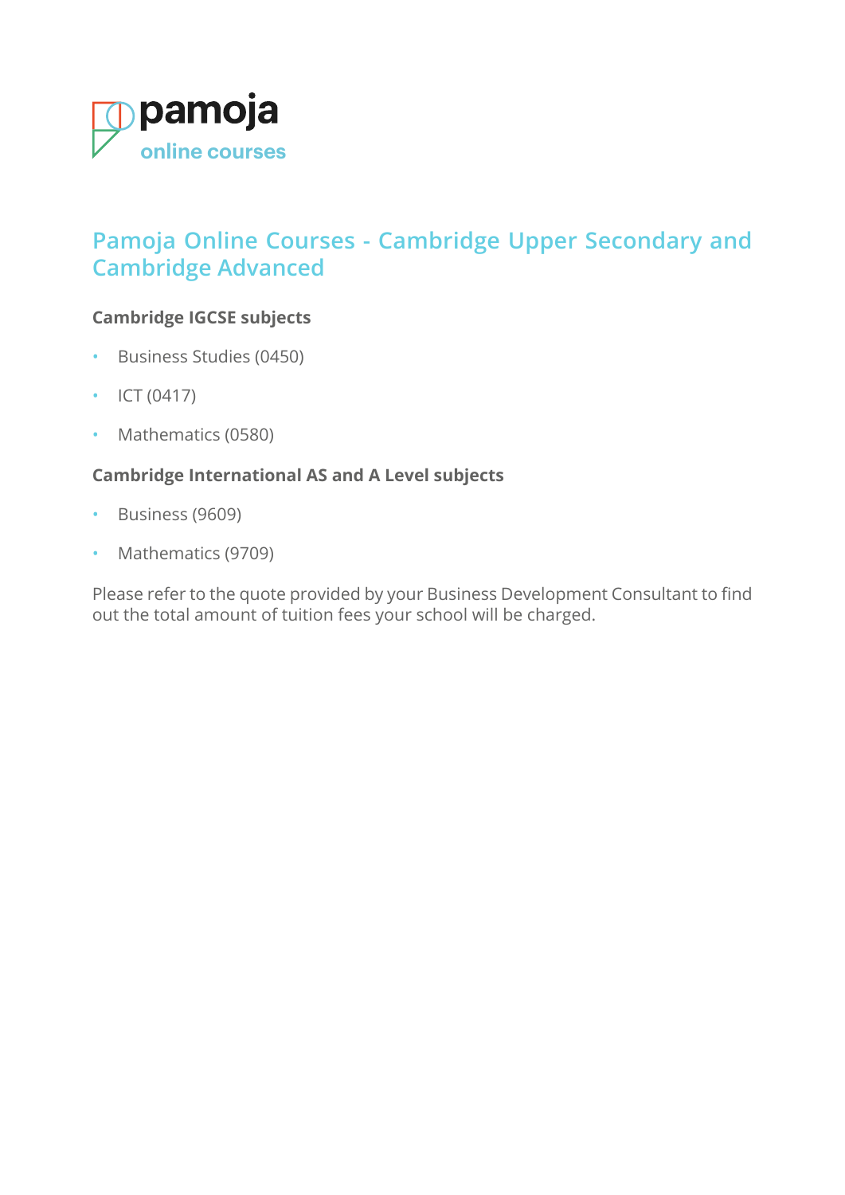pamoja
online courses

## Pamoja Online Courses - Cambridge Upper Secondary and Cambridge Advanced

### Cambridge IGCSE subjects

- Business Studies (0450)
- ICT (0417)
- Mathematics (0580)

### Cambridge International AS and A Level subjects

- Business (9609)
- Mathematics (9709)

Please refer to the quote provided by your Business Development Consultant to find out the total amount of tuition fees your school will be charged.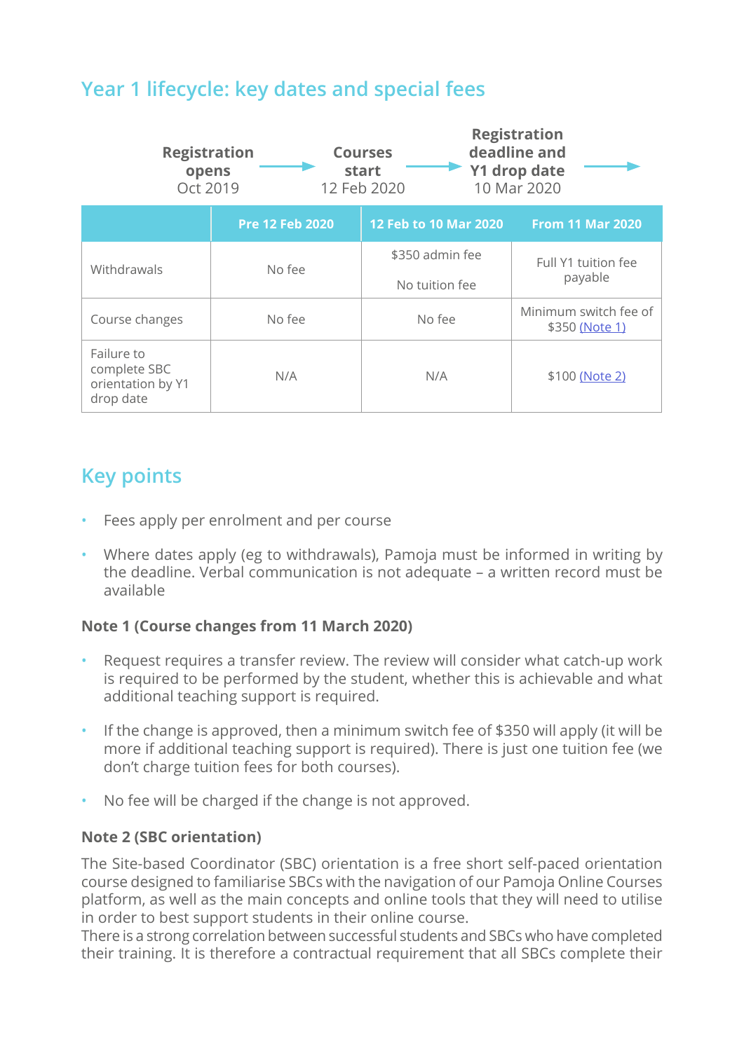## Year 1 lifecycle: key dates and special fees

**Registration opens** Oct 2019 → **Courses start** 12 Feb 2020 → **Registration deadline and Y1 drop date** 10 Mar 2020 →

| | Pre 12 Feb 2020 | 12 Feb to 10 Mar 2020 | From 11 Mar 2020 |
|---|---|---|---|
| Withdrawals | No fee | $350 admin fee<br><br>No tuition fee | Full Y1 tuition fee payable |
| Course changes | No fee | No fee | Minimum switch fee of $350 (Note 1) |
| Failure to complete SBC orientation by Y1 drop date | N/A | N/A | $100 (Note 2) |

## Key points

- Fees apply per enrolment and per course
- Where dates apply (eg to withdrawals), Pamoja must be informed in writing by the deadline. Verbal communication is not adequate – a written record must be available

### Note 1 (Course changes from 11 March 2020)

- Request requires a transfer review. The review will consider what catch-up work is required to be performed by the student, whether this is achievable and what additional teaching support is required.
- If the change is approved, then a minimum switch fee of $350 will apply (it will be more if additional teaching support is required). There is just one tuition fee (we don't charge tuition fees for both courses).
- No fee will be charged if the change is not approved.

### Note 2 (SBC orientation)

The Site-based Coordinator (SBC) orientation is a free short self-paced orientation course designed to familiarise SBCs with the navigation of our Pamoja Online Courses platform, as well as the main concepts and online tools that they will need to utilise in order to best support students in their online course.
There is a strong correlation between successful students and SBCs who have completed their training. It is therefore a contractual requirement that all SBCs complete their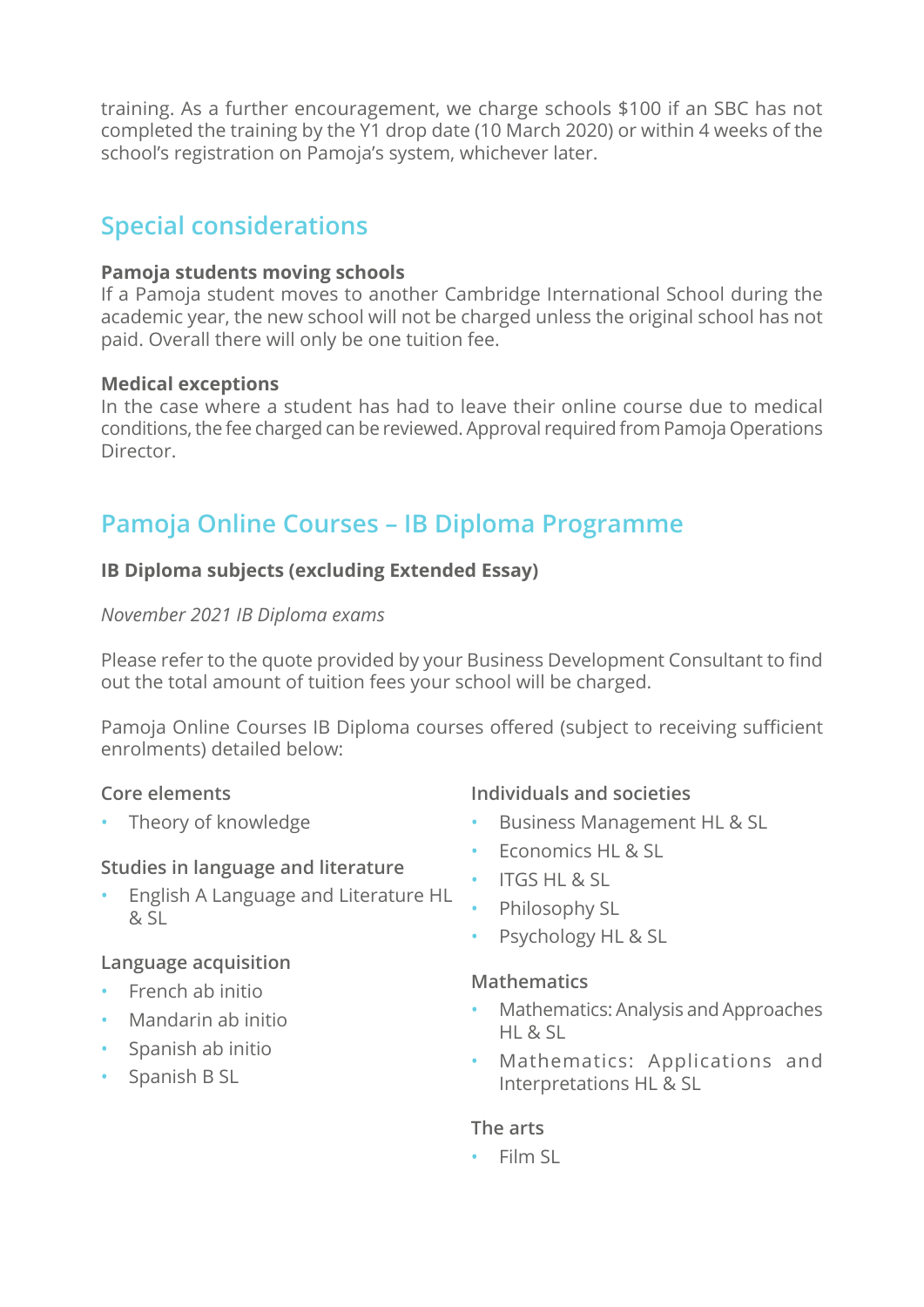training. As a further encouragement, we charge schools $100 if an SBC has not completed the training by the Y1 drop date (10 March 2020) or within 4 weeks of the school's registration on Pamoja's system, whichever later.

## Special considerations

**Pamoja students moving schools**
If a Pamoja student moves to another Cambridge International School during the academic year, the new school will not be charged unless the original school has not paid. Overall there will only be one tuition fee.

**Medical exceptions**
In the case where a student has had to leave their online course due to medical conditions, the fee charged can be reviewed. Approval required from Pamoja Operations Director.

## Pamoja Online Courses – IB Diploma Programme

**IB Diploma subjects (excluding Extended Essay)**

*November 2021 IB Diploma exams*

Please refer to the quote provided by your Business Development Consultant to find out the total amount of tuition fees your school will be charged.

Pamoja Online Courses IB Diploma courses offered (subject to receiving sufficient enrolments) detailed below:

#### Core elements

- Theory of knowledge

#### Studies in language and literature

- English A Language and Literature HL & SL

#### Language acquisition

- French ab initio
- Mandarin ab initio
- Spanish ab initio
- Spanish B SL

#### Individuals and societies

- Business Management HL & SL
- Economics HL & SL
- ITGS HL & SL
- Philosophy SL
- Psychology HL & SL

#### Mathematics

- Mathematics: Analysis and Approaches HL & SL
- Mathematics: Applications and Interpretations HL & SL

#### The arts

- Film SL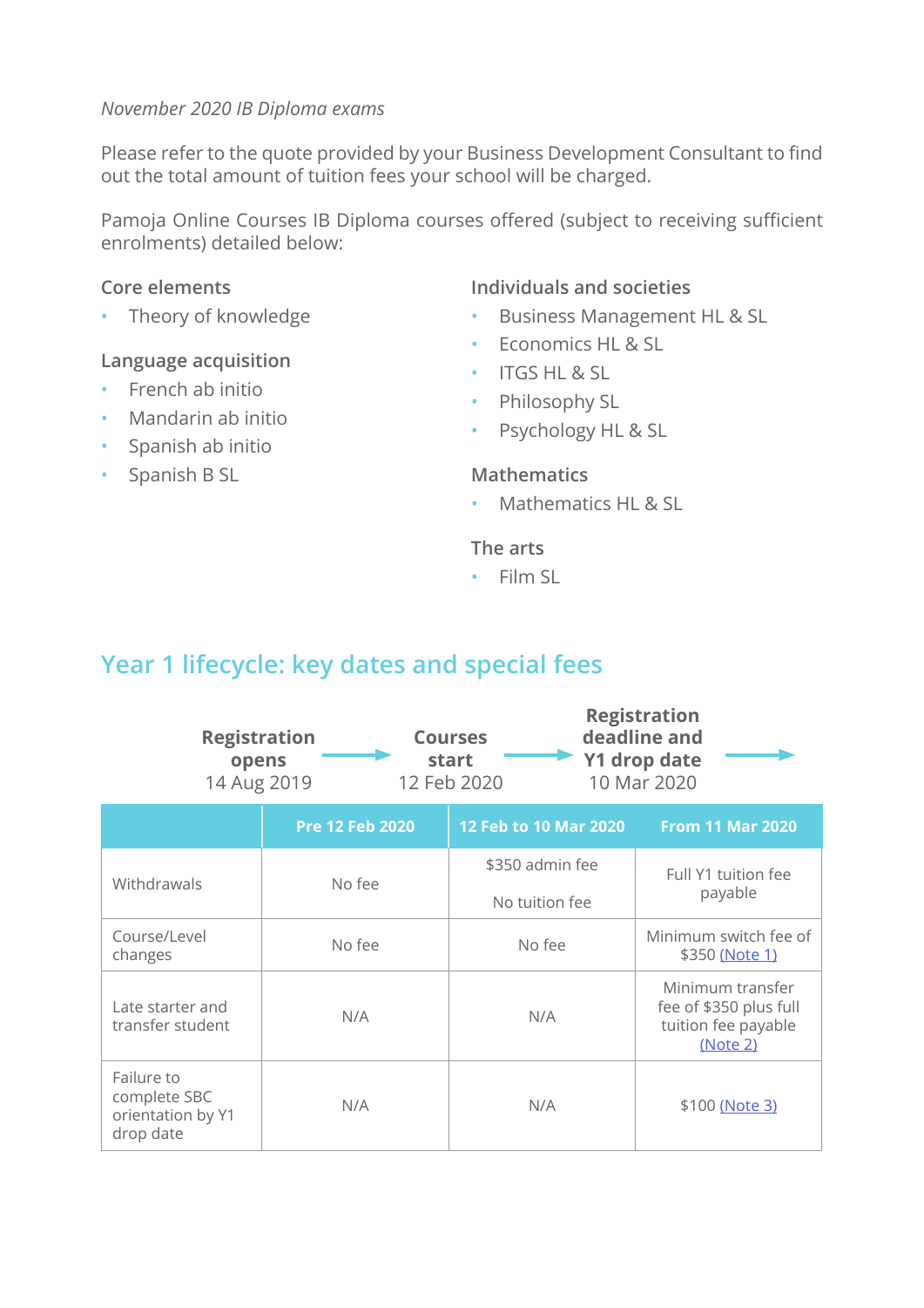*November 2020 IB Diploma exams*

Please refer to the quote provided by your Business Development Consultant to find out the total amount of tuition fees your school will be charged.

Pamoja Online Courses IB Diploma courses offered (subject to receiving sufficient enrolments) detailed below:

**Core elements**

- Theory of knowledge

**Language acquisition**

- French ab initio
- Mandarin ab initio
- Spanish ab initio
- Spanish B SL

**Individuals and societies**

- Business Management HL & SL
- Economics HL & SL
- ITGS HL & SL
- Philosophy SL
- Psychology HL & SL

**Mathematics**

- Mathematics HL & SL

**The arts**

- Film SL

## Year 1 lifecycle: key dates and special fees

**Registration opens** 14 Aug 2019 → **Courses start** 12 Feb 2020 → **Registration deadline and Y1 drop date** 10 Mar 2020 →

| | Pre 12 Feb 2020 | 12 Feb to 10 Mar 2020 | From 11 Mar 2020 |
|---|---|---|---|
| Withdrawals | No fee | $350 admin fee<br>No tuition fee | Full Y1 tuition fee payable |
| Course/Level changes | No fee | No fee | Minimum switch fee of $350 (Note 1) |
| Late starter and transfer student | N/A | N/A | Minimum transfer fee of $350 plus full tuition fee payable (Note 2) |
| Failure to complete SBC orientation by Y1 drop date | N/A | N/A | $100 (Note 3) |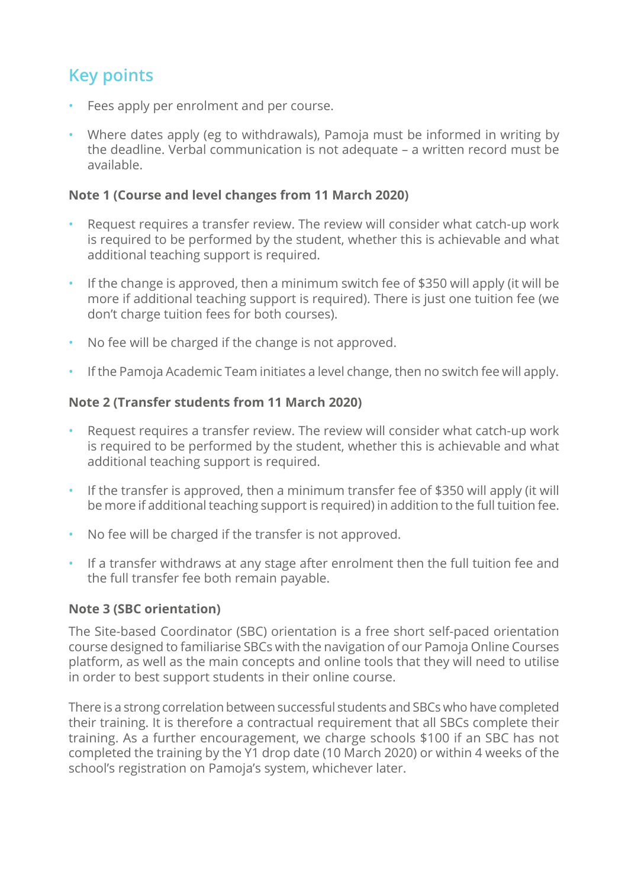## Key points

- Fees apply per enrolment and per course.
- Where dates apply (eg to withdrawals), Pamoja must be informed in writing by the deadline. Verbal communication is not adequate – a written record must be available.

### Note 1 (Course and level changes from 11 March 2020)

- Request requires a transfer review. The review will consider what catch-up work is required to be performed by the student, whether this is achievable and what additional teaching support is required.
- If the change is approved, then a minimum switch fee of $350 will apply (it will be more if additional teaching support is required). There is just one tuition fee (we don't charge tuition fees for both courses).
- No fee will be charged if the change is not approved.
- If the Pamoja Academic Team initiates a level change, then no switch fee will apply.

### Note 2 (Transfer students from 11 March 2020)

- Request requires a transfer review. The review will consider what catch-up work is required to be performed by the student, whether this is achievable and what additional teaching support is required.
- If the transfer is approved, then a minimum transfer fee of $350 will apply (it will be more if additional teaching support is required) in addition to the full tuition fee.
- No fee will be charged if the transfer is not approved.
- If a transfer withdraws at any stage after enrolment then the full tuition fee and the full transfer fee both remain payable.

### Note 3 (SBC orientation)

The Site-based Coordinator (SBC) orientation is a free short self-paced orientation course designed to familiarise SBCs with the navigation of our Pamoja Online Courses platform, as well as the main concepts and online tools that they will need to utilise in order to best support students in their online course.

There is a strong correlation between successful students and SBCs who have completed their training. It is therefore a contractual requirement that all SBCs complete their training. As a further encouragement, we charge schools $100 if an SBC has not completed the training by the Y1 drop date (10 March 2020) or within 4 weeks of the school's registration on Pamoja's system, whichever later.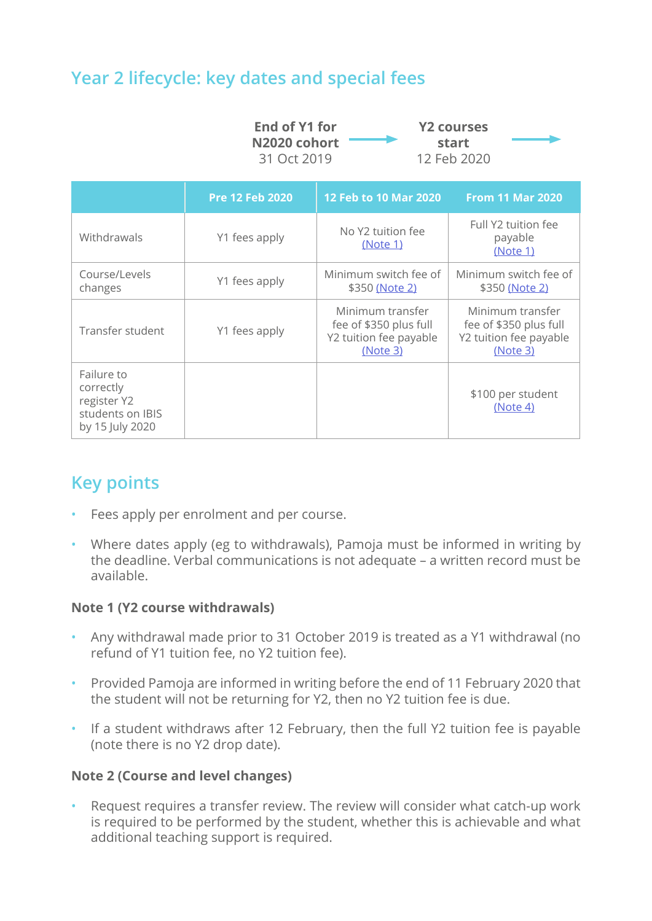## Year 2 lifecycle: key dates and special fees

**End of Y1 for N2020 cohort** 31 Oct 2019 → **Y2 courses start** 12 Feb 2020 →

| | Pre 12 Feb 2020 | 12 Feb to 10 Mar 2020 | From 11 Mar 2020 |
|---|---|---|---|
| Withdrawals | Y1 fees apply | No Y2 tuition fee (Note 1) | Full Y2 tuition fee payable (Note 1) |
| Course/Levels changes | Y1 fees apply | Minimum switch fee of $350 (Note 2) | Minimum switch fee of $350 (Note 2) |
| Transfer student | Y1 fees apply | Minimum transfer fee of $350 plus full Y2 tuition fee payable (Note 3) | Minimum transfer fee of $350 plus full Y2 tuition fee payable (Note 3) |
| Failure to correctly register Y2 students on IBIS by 15 July 2020 | | | $100 per student (Note 4) |

## Key points

- Fees apply per enrolment and per course.
- Where dates apply (eg to withdrawals), Pamoja must be informed in writing by the deadline. Verbal communications is not adequate – a written record must be available.

### Note 1 (Y2 course withdrawals)

- Any withdrawal made prior to 31 October 2019 is treated as a Y1 withdrawal (no refund of Y1 tuition fee, no Y2 tuition fee).
- Provided Pamoja are informed in writing before the end of 11 February 2020 that the student will not be returning for Y2, then no Y2 tuition fee is due.
- If a student withdraws after 12 February, then the full Y2 tuition fee is payable (note there is no Y2 drop date).

### Note 2 (Course and level changes)

- Request requires a transfer review. The review will consider what catch-up work is required to be performed by the student, whether this is achievable and what additional teaching support is required.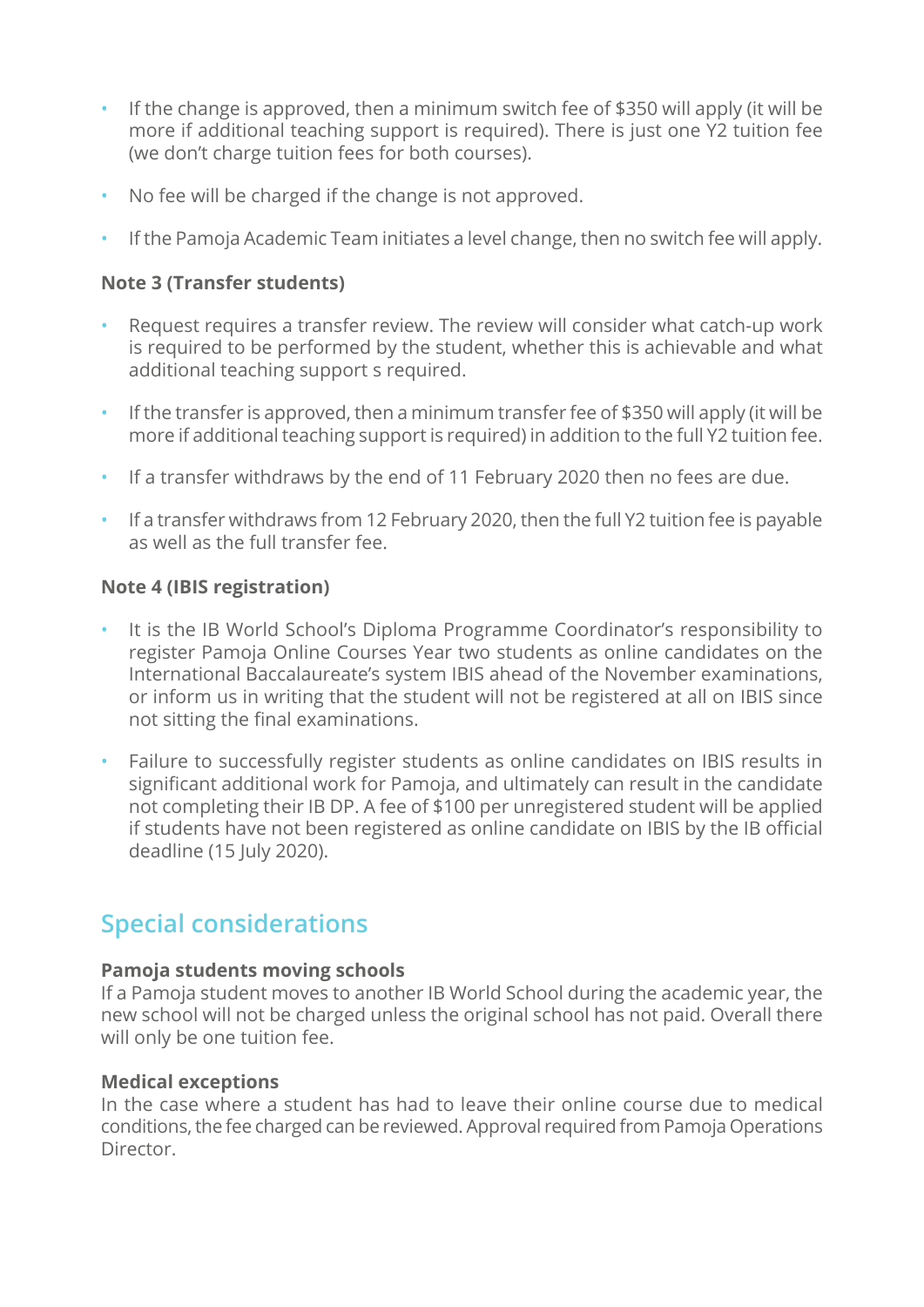- If the change is approved, then a minimum switch fee of $350 will apply (it will be more if additional teaching support is required). There is just one Y2 tuition fee (we don't charge tuition fees for both courses).
- No fee will be charged if the change is not approved.
- If the Pamoja Academic Team initiates a level change, then no switch fee will apply.

**Note 3 (Transfer students)**

- Request requires a transfer review. The review will consider what catch-up work is required to be performed by the student, whether this is achievable and what additional teaching support s required.
- If the transfer is approved, then a minimum transfer fee of $350 will apply (it will be more if additional teaching support is required) in addition to the full Y2 tuition fee.
- If a transfer withdraws by the end of 11 February 2020 then no fees are due.
- If a transfer withdraws from 12 February 2020, then the full Y2 tuition fee is payable as well as the full transfer fee.

**Note 4 (IBIS registration)**

- It is the IB World School's Diploma Programme Coordinator's responsibility to register Pamoja Online Courses Year two students as online candidates on the International Baccalaureate's system IBIS ahead of the November examinations, or inform us in writing that the student will not be registered at all on IBIS since not sitting the final examinations.
- Failure to successfully register students as online candidates on IBIS results in significant additional work for Pamoja, and ultimately can result in the candidate not completing their IB DP. A fee of $100 per unregistered student will be applied if students have not been registered as online candidate on IBIS by the IB official deadline (15 July 2020).

## Special considerations

**Pamoja students moving schools**
If a Pamoja student moves to another IB World School during the academic year, the new school will not be charged unless the original school has not paid. Overall there will only be one tuition fee.

**Medical exceptions**
In the case where a student has had to leave their online course due to medical conditions, the fee charged can be reviewed. Approval required from Pamoja Operations Director.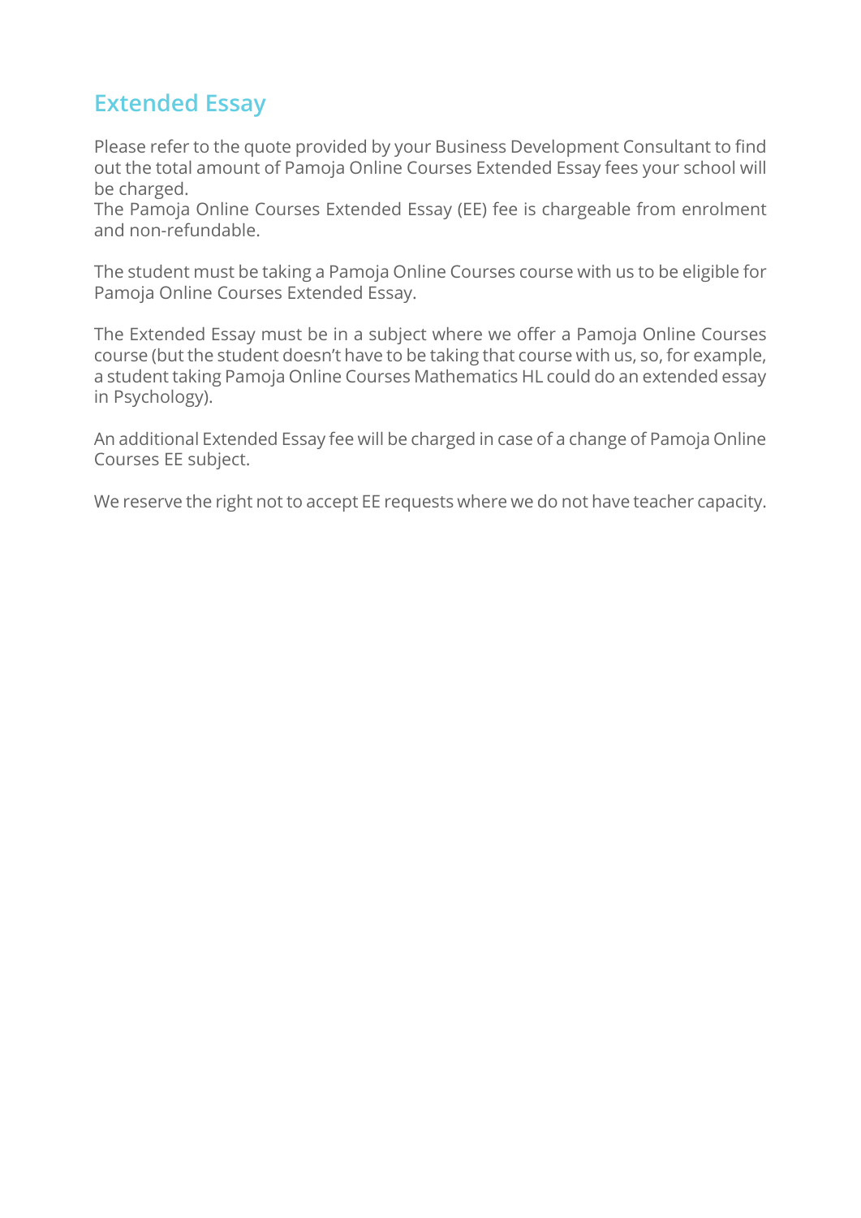## Extended Essay

Please refer to the quote provided by your Business Development Consultant to find out the total amount of Pamoja Online Courses Extended Essay fees your school will be charged.
The Pamoja Online Courses Extended Essay (EE) fee is chargeable from enrolment and non-refundable.

The student must be taking a Pamoja Online Courses course with us to be eligible for Pamoja Online Courses Extended Essay.

The Extended Essay must be in a subject where we offer a Pamoja Online Courses course (but the student doesn't have to be taking that course with us, so, for example, a student taking Pamoja Online Courses Mathematics HL could do an extended essay in Psychology).

An additional Extended Essay fee will be charged in case of a change of Pamoja Online Courses EE subject.

We reserve the right not to accept EE requests where we do not have teacher capacity.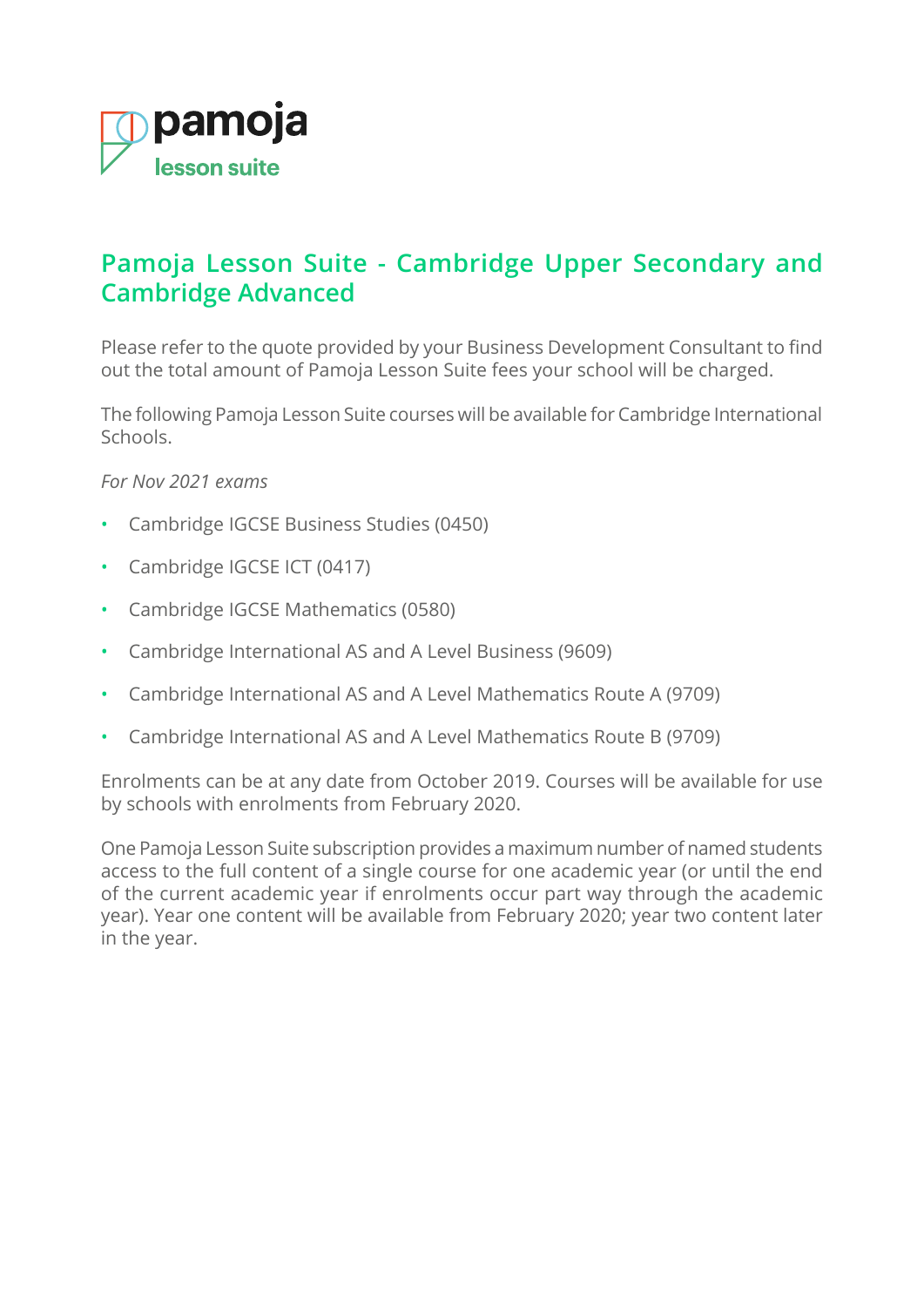pamoja
lesson suite

## Pamoja Lesson Suite - Cambridge Upper Secondary and Cambridge Advanced

Please refer to the quote provided by your Business Development Consultant to find out the total amount of Pamoja Lesson Suite fees your school will be charged.

The following Pamoja Lesson Suite courses will be available for Cambridge International Schools.

*For Nov 2021 exams*

- Cambridge IGCSE Business Studies (0450)
- Cambridge IGCSE ICT (0417)
- Cambridge IGCSE Mathematics (0580)
- Cambridge International AS and A Level Business (9609)
- Cambridge International AS and A Level Mathematics Route A (9709)
- Cambridge International AS and A Level Mathematics Route B (9709)

Enrolments can be at any date from October 2019. Courses will be available for use by schools with enrolments from February 2020.

One Pamoja Lesson Suite subscription provides a maximum number of named students access to the full content of a single course for one academic year (or until the end of the current academic year if enrolments occur part way through the academic year). Year one content will be available from February 2020; year two content later in the year.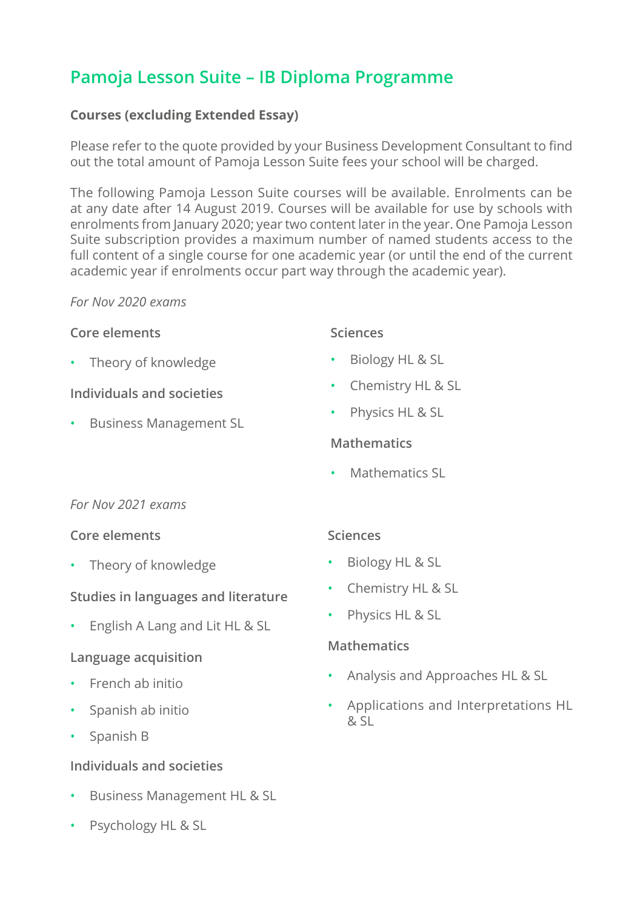# Pamoja Lesson Suite – IB Diploma Programme

**Courses (excluding Extended Essay)**

Please refer to the quote provided by your Business Development Consultant to find out the total amount of Pamoja Lesson Suite fees your school will be charged.

The following Pamoja Lesson Suite courses will be available. Enrolments can be at any date after 14 August 2019. Courses will be available for use by schools with enrolments from January 2020; year two content later in the year. One Pamoja Lesson Suite subscription provides a maximum number of named students access to the full content of a single course for one academic year (or until the end of the current academic year if enrolments occur part way through the academic year).

*For Nov 2020 exams*

**Core elements**

- Theory of knowledge

**Individuals and societies**

- Business Management SL

**Sciences**

- Biology HL & SL
- Chemistry HL & SL
- Physics HL & SL

**Mathematics**

- Mathematics SL

*For Nov 2021 exams*

**Core elements**

- Theory of knowledge

**Studies in languages and literature**

- English A Lang and Lit HL & SL

**Language acquisition**

- French ab initio
- Spanish ab initio
- Spanish B

**Individuals and societies**

- Business Management HL & SL
- Psychology HL & SL

**Sciences**

- Biology HL & SL
- Chemistry HL & SL
- Physics HL & SL

**Mathematics**

- Analysis and Approaches HL & SL
- Applications and Interpretations HL & SL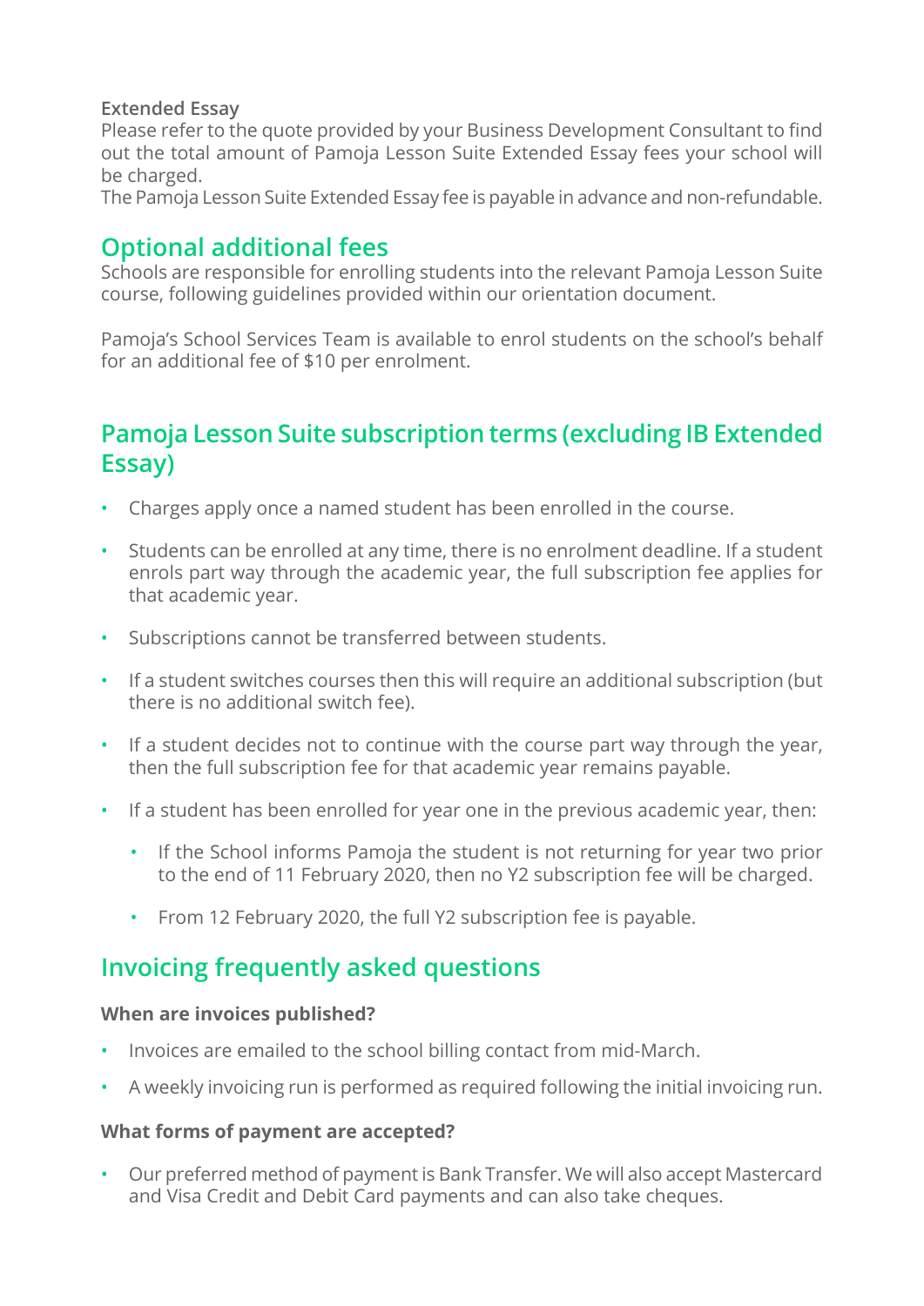**Extended Essay**

Please refer to the quote provided by your Business Development Consultant to find out the total amount of Pamoja Lesson Suite Extended Essay fees your school will be charged.

The Pamoja Lesson Suite Extended Essay fee is payable in advance and non-refundable.

## Optional additional fees

Schools are responsible for enrolling students into the relevant Pamoja Lesson Suite course, following guidelines provided within our orientation document.

Pamoja's School Services Team is available to enrol students on the school's behalf for an additional fee of $10 per enrolment.

## Pamoja Lesson Suite subscription terms (excluding IB Extended Essay)

- Charges apply once a named student has been enrolled in the course.
- Students can be enrolled at any time, there is no enrolment deadline. If a student enrols part way through the academic year, the full subscription fee applies for that academic year.
- Subscriptions cannot be transferred between students.
- If a student switches courses then this will require an additional subscription (but there is no additional switch fee).
- If a student decides not to continue with the course part way through the year, then the full subscription fee for that academic year remains payable.
- If a student has been enrolled for year one in the previous academic year, then:
  - If the School informs Pamoja the student is not returning for year two prior to the end of 11 February 2020, then no Y2 subscription fee will be charged.
  - From 12 February 2020, the full Y2 subscription fee is payable.

## Invoicing frequently asked questions

**When are invoices published?**

- Invoices are emailed to the school billing contact from mid-March.
- A weekly invoicing run is performed as required following the initial invoicing run.

**What forms of payment are accepted?**

- Our preferred method of payment is Bank Transfer. We will also accept Mastercard and Visa Credit and Debit Card payments and can also take cheques.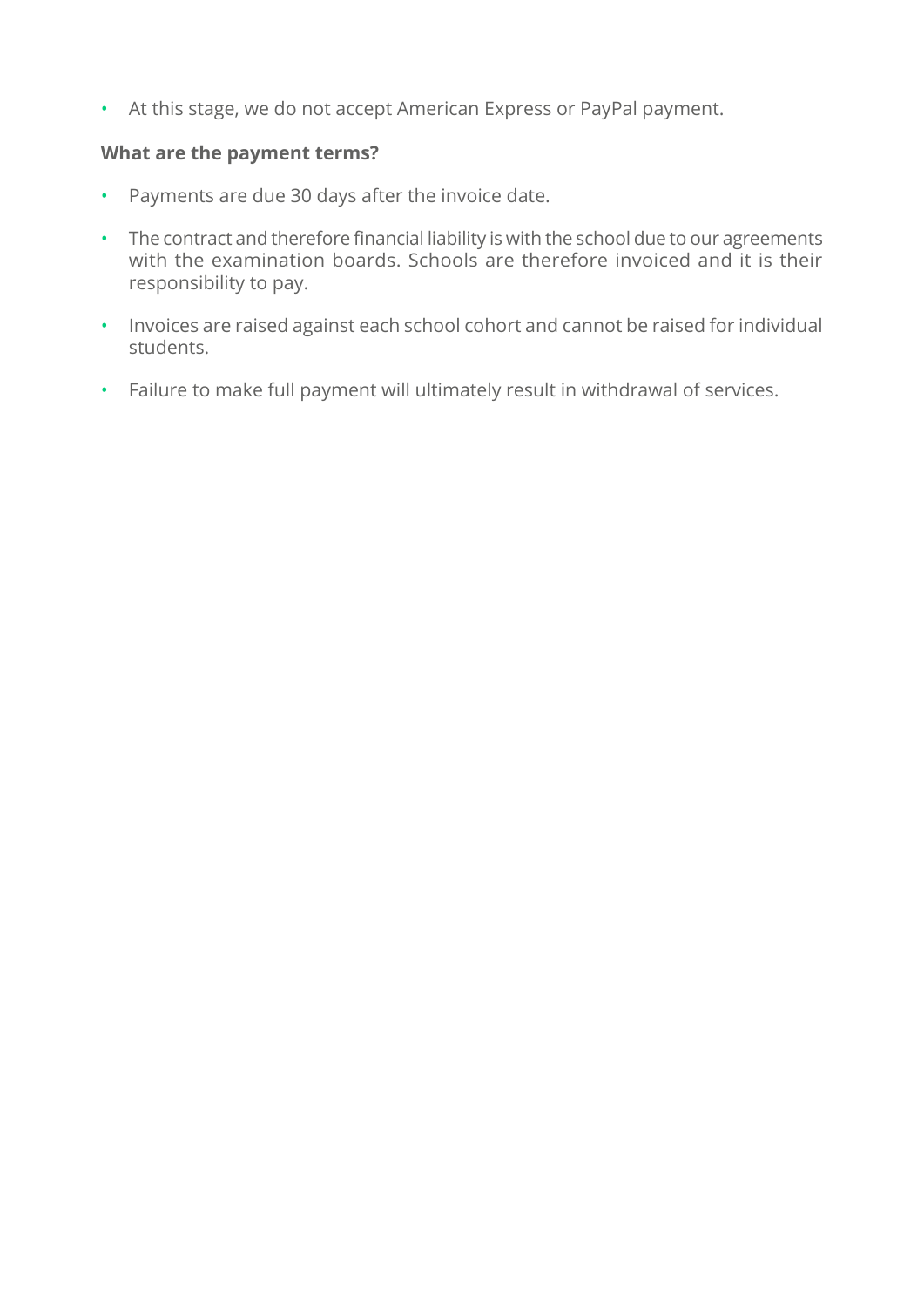- At this stage, we do not accept American Express or PayPal payment.

**What are the payment terms?**

- Payments are due 30 days after the invoice date.
- The contract and therefore financial liability is with the school due to our agreements with the examination boards. Schools are therefore invoiced and it is their responsibility to pay.
- Invoices are raised against each school cohort and cannot be raised for individual students.
- Failure to make full payment will ultimately result in withdrawal of services.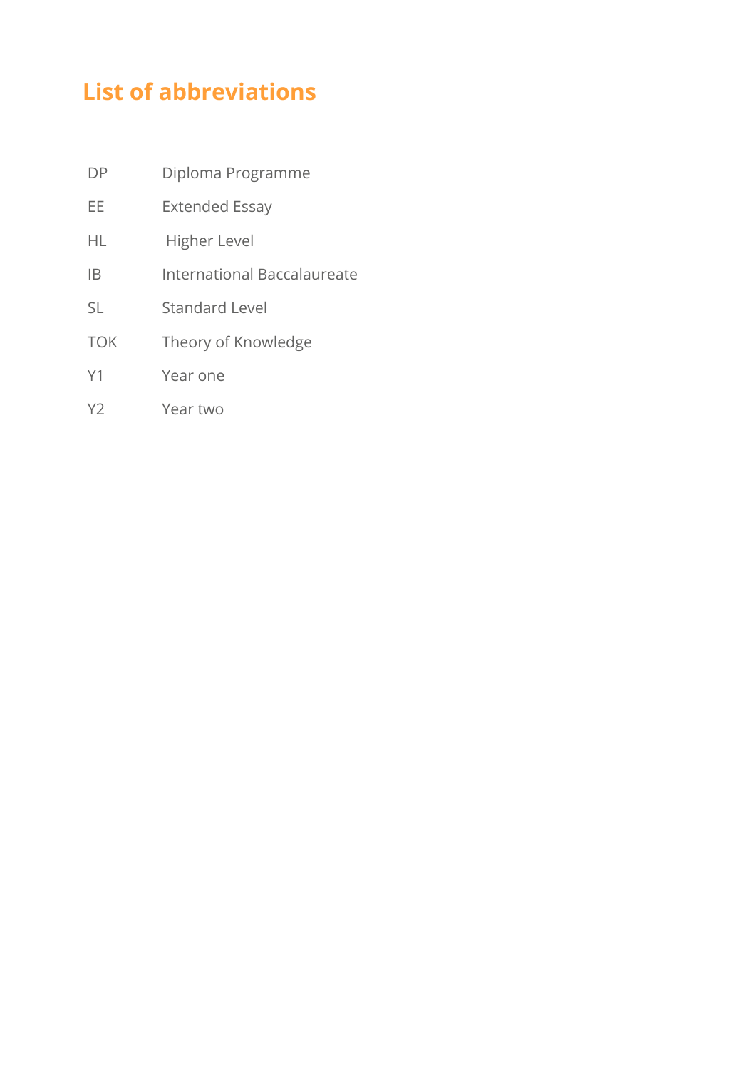## List of abbreviations

| | |
|---|---|
| DP | Diploma Programme |
| EE | Extended Essay |
| HL | Higher Level |
| IB | International Baccalaureate |
| SL | Standard Level |
| TOK | Theory of Knowledge |
| Y1 | Year one |
| Y2 | Year two |